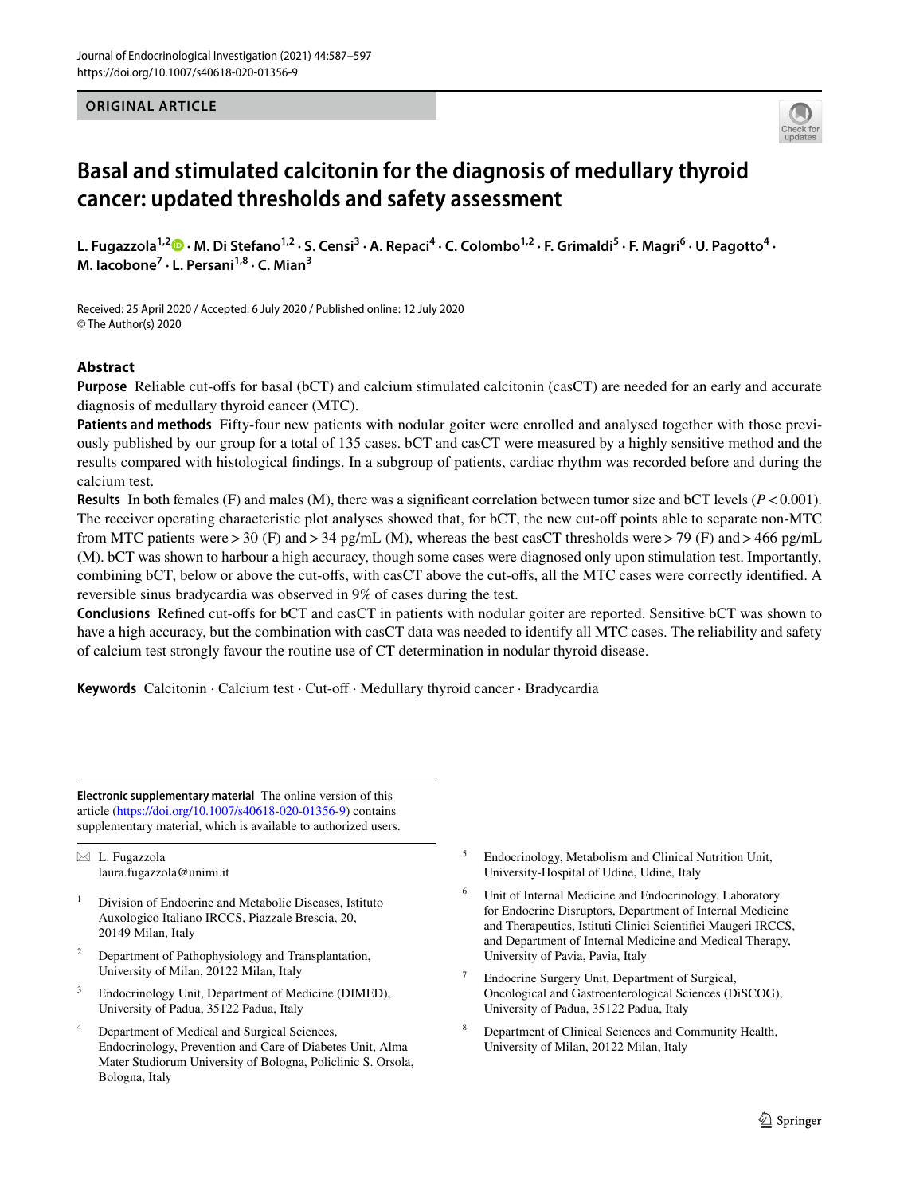ORIGINAL ARTICLE

# Basal and stimulated calcitonin for the diagnosis of medullary thyroid cancer: updated thresholds and safety assessment

L. Fugazzola[1,2] · M. Di Stefano[1,2] · S. Censi[3] · A. Repaci[4] · C. Colombo[1,2] · F. Grimaldi[5] · F. Magri[6] · U. Pagotto[4] · M. Iacobone[7] · L. Persani[1,8] · C. Mian[3]

Received: 25 April 2020 / Accepted: 6 July 2020 / Published online: 12 July 2020
© The Author(s) 2020

## Abstract

**Purpose** Reliable cut-offs for basal (bCT) and calcium stimulated calcitonin (casCT) are needed for an early and accurate diagnosis of medullary thyroid cancer (MTC).

**Patients and methods** Fifty-four new patients with nodular goiter were enrolled and analysed together with those previously published by our group for a total of 135 cases. bCT and casCT were measured by a highly sensitive method and the results compared with histological findings. In a subgroup of patients, cardiac rhythm was recorded before and during the calcium test.

**Results** In both females (F) and males (M), there was a significant correlation between tumor size and bCT levels ($P<0.001$). The receiver operating characteristic plot analyses showed that, for bCT, the new cut-off points able to separate non-MTC from MTC patients were > 30 (F) and > 34 pg/mL (M), whereas the best casCT thresholds were > 79 (F) and > 466 pg/mL (M). bCT was shown to harbour a high accuracy, though some cases were diagnosed only upon stimulation test. Importantly, combining bCT, below or above the cut-offs, with casCT above the cut-offs, all the MTC cases were correctly identified. A reversible sinus bradycardia was observed in 9% of cases during the test.

**Conclusions** Refined cut-offs for bCT and casCT in patients with nodular goiter are reported. Sensitive bCT was shown to have a high accuracy, but the combination with casCT data was needed to identify all MTC cases. The reliability and safety of calcium test strongly favour the routine use of CT determination in nodular thyroid disease.

**Keywords** Calcitonin · Calcium test · Cut-off · Medullary thyroid cancer · Bradycardia

---

**Electronic supplementary material** The online version of this article (https://doi.org/10.1007/s40618-020-01356-9) contains supplementary material, which is available to authorized users.

✉ L. Fugazzola
laura.fugazzola@unimi.it

1 Division of Endocrine and Metabolic Diseases, Istituto Auxologico Italiano IRCCS, Piazzale Brescia, 20, 20149 Milan, Italy

2 Department of Pathophysiology and Transplantation, University of Milan, 20122 Milan, Italy

3 Endocrinology Unit, Department of Medicine (DIMED), University of Padua, 35122 Padua, Italy

4 Department of Medical and Surgical Sciences, Endocrinology, Prevention and Care of Diabetes Unit, Alma Mater Studiorum University of Bologna, Policlinic S. Orsola, Bologna, Italy

5 Endocrinology, Metabolism and Clinical Nutrition Unit, University-Hospital of Udine, Udine, Italy

6 Unit of Internal Medicine and Endocrinology, Laboratory for Endocrine Disruptors, Department of Internal Medicine and Therapeutics, Istituti Clinici Scientifici Maugeri IRCCS, and Department of Internal Medicine and Medical Therapy, University of Pavia, Pavia, Italy

7 Endocrine Surgery Unit, Department of Surgical, Oncological and Gastroenterological Sciences (DiSCOG), University of Padua, 35122 Padua, Italy

8 Department of Clinical Sciences and Community Health, University of Milan, 20122 Milan, Italy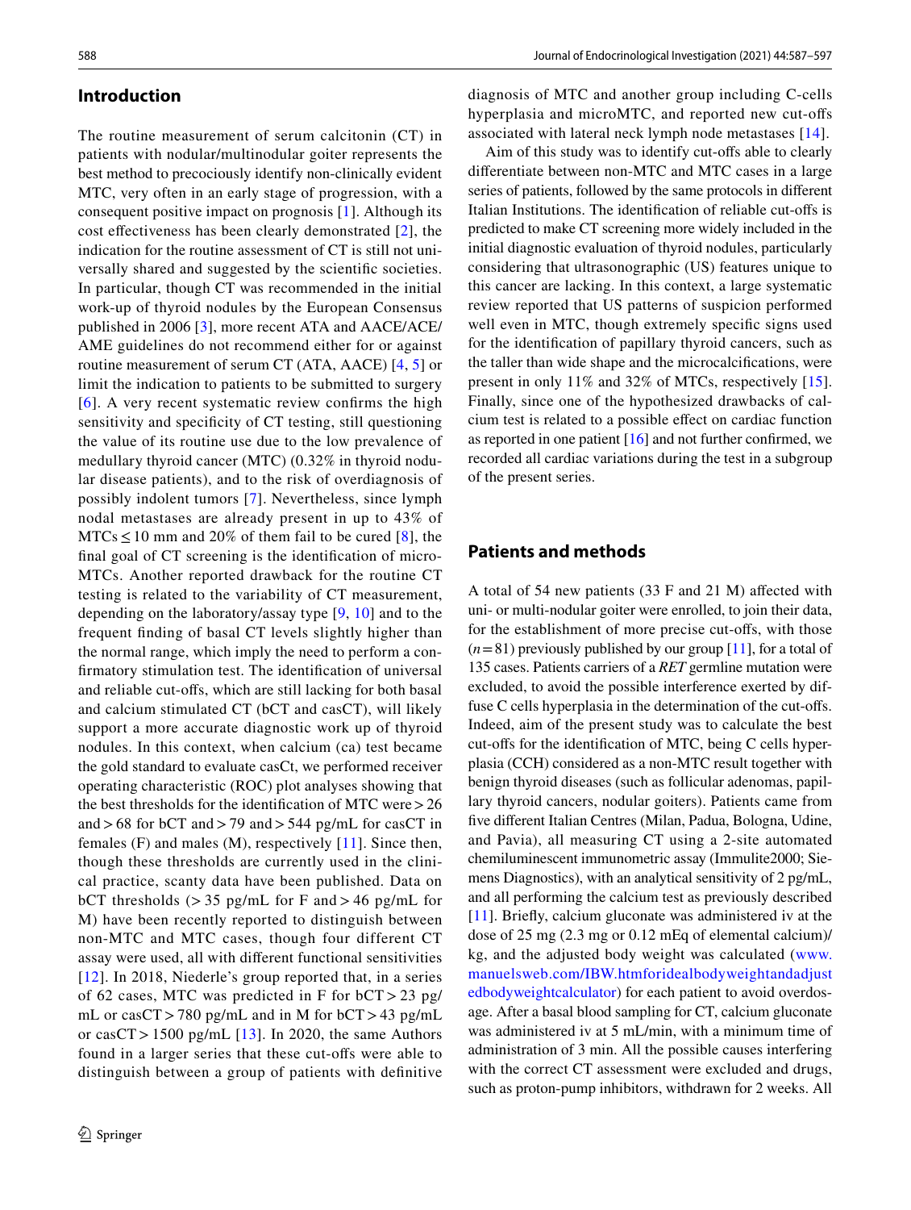## Introduction

The routine measurement of serum calcitonin (CT) in patients with nodular/multinodular goiter represents the best method to precociously identify non-clinically evident MTC, very often in an early stage of progression, with a consequent positive impact on prognosis [1]. Although its cost effectiveness has been clearly demonstrated [2], the indication for the routine assessment of CT is still not universally shared and suggested by the scientific societies. In particular, though CT was recommended in the initial work-up of thyroid nodules by the European Consensus published in 2006 [3], more recent ATA and AACE/ACE/AME guidelines do not recommend either for or against routine measurement of serum CT (ATA, AACE) [4, 5] or limit the indication to patients to be submitted to surgery [6]. A very recent systematic review confirms the high sensitivity and specificity of CT testing, still questioning the value of its routine use due to the low prevalence of medullary thyroid cancer (MTC) (0.32% in thyroid nodular disease patients), and to the risk of overdiagnosis of possibly indolent tumors [7]. Nevertheless, since lymph nodal metastases are already present in up to 43% of MTCs ≤ 10 mm and 20% of them fail to be cured [8], the final goal of CT screening is the identification of micro-MTCs. Another reported drawback for the routine CT testing is related to the variability of CT measurement, depending on the laboratory/assay type [9, 10] and to the frequent finding of basal CT levels slightly higher than the normal range, which imply the need to perform a confirmatory stimulation test. The identification of universal and reliable cut-offs, which are still lacking for both basal and calcium stimulated CT (bCT and casCT), will likely support a more accurate diagnostic work up of thyroid nodules. In this context, when calcium (ca) test became the gold standard to evaluate casCt, we performed receiver operating characteristic (ROC) plot analyses showing that the best thresholds for the identification of MTC were > 26 and > 68 for bCT and > 79 and > 544 pg/mL for casCT in females (F) and males (M), respectively [11]. Since then, though these thresholds are currently used in the clinical practice, scanty data have been published. Data on bCT thresholds (> 35 pg/mL for F and > 46 pg/mL for M) have been recently reported to distinguish between non-MTC and MTC cases, though four different CT assay were used, all with different functional sensitivities [12]. In 2018, Niederle's group reported that, in a series of 62 cases, MTC was predicted in F for bCT > 23 pg/mL or casCT > 780 pg/mL and in M for bCT > 43 pg/mL or casCT > 1500 pg/mL [13]. In 2020, the same Authors found in a larger series that these cut-offs were able to distinguish between a group of patients with definitive diagnosis of MTC and another group including C-cells hyperplasia and microMTC, and reported new cut-offs associated with lateral neck lymph node metastases [14].

Aim of this study was to identify cut-offs able to clearly differentiate between non-MTC and MTC cases in a large series of patients, followed by the same protocols in different Italian Institutions. The identification of reliable cut-offs is predicted to make CT screening more widely included in the initial diagnostic evaluation of thyroid nodules, particularly considering that ultrasonographic (US) features unique to this cancer are lacking. In this context, a large systematic review reported that US patterns of suspicion performed well even in MTC, though extremely specific signs used for the identification of papillary thyroid cancers, such as the taller than wide shape and the microcalcifications, were present in only 11% and 32% of MTCs, respectively [15]. Finally, since one of the hypothesized drawbacks of calcium test is related to a possible effect on cardiac function as reported in one patient [16] and not further confirmed, we recorded all cardiac variations during the test in a subgroup of the present series.

## Patients and methods

A total of 54 new patients (33 F and 21 M) affected with uni- or multi-nodular goiter were enrolled, to join their data, for the establishment of more precise cut-offs, with those ($n = 81$) previously published by our group [11], for a total of 135 cases. Patients carriers of a *RET* germline mutation were excluded, to avoid the possible interference exerted by diffuse C cells hyperplasia in the determination of the cut-offs. Indeed, aim of the present study was to calculate the best cut-offs for the identification of MTC, being C cells hyperplasia (CCH) considered as a non-MTC result together with benign thyroid diseases (such as follicular adenomas, papillary thyroid cancers, nodular goiters). Patients came from five different Italian Centres (Milan, Padua, Bologna, Udine, and Pavia), all measuring CT using a 2-site automated chemiluminescent immunometric assay (Immulite2000; Siemens Diagnostics), with an analytical sensitivity of 2 pg/mL, and all performing the calcium test as previously described [11]. Briefly, calcium gluconate was administered iv at the dose of 25 mg (2.3 mg or 0.12 mEq of elemental calcium)/kg, and the adjusted body weight was calculated (www.manuelsweb.com/IBW.htmforidealbodyweightandadjustedbodyweightcalculator) for each patient to avoid overdosage. After a basal blood sampling for CT, calcium gluconate was administered iv at 5 mL/min, with a minimum time of administration of 3 min. All the possible causes interfering with the correct CT assessment were excluded and drugs, such as proton-pump inhibitors, withdrawn for 2 weeks. All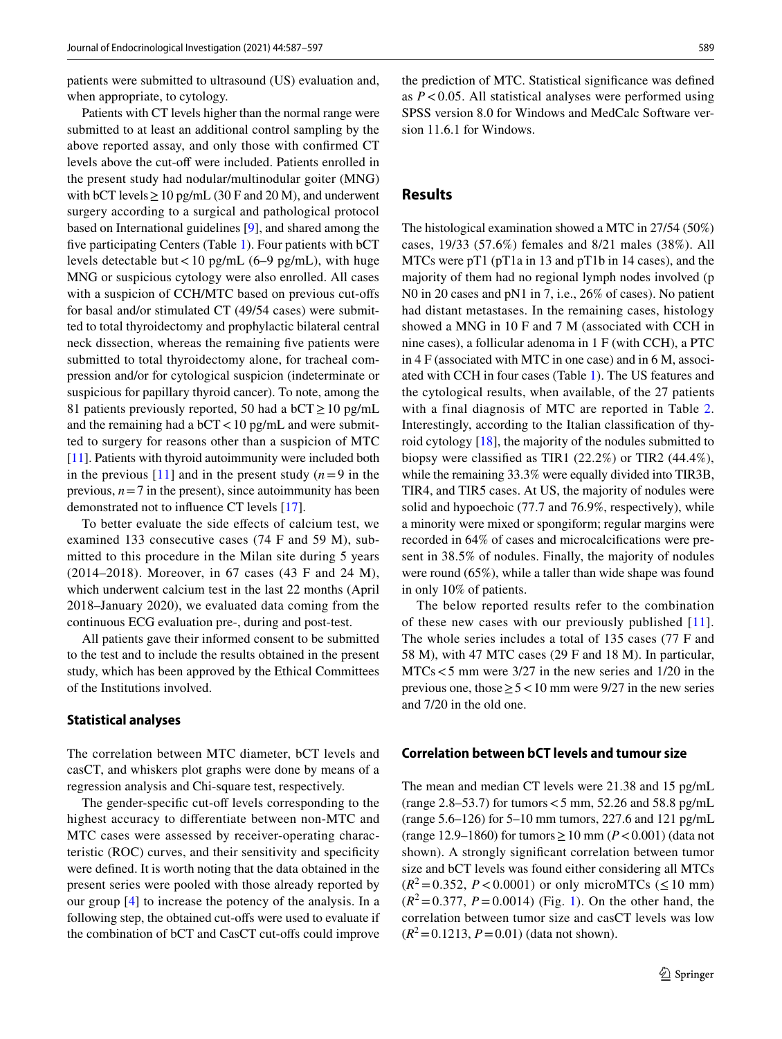patients were submitted to ultrasound (US) evaluation and, when appropriate, to cytology.

Patients with CT levels higher than the normal range were submitted to at least an additional control sampling by the above reported assay, and only those with confirmed CT levels above the cut-off were included. Patients enrolled in the present study had nodular/multinodular goiter (MNG) with bCT levels ≥ 10 pg/mL (30 F and 20 M), and underwent surgery according to a surgical and pathological protocol based on International guidelines [9], and shared among the five participating Centers (Table 1). Four patients with bCT levels detectable but < 10 pg/mL (6–9 pg/mL), with huge MNG or suspicious cytology were also enrolled. All cases with a suspicion of CCH/MTC based on previous cut-offs for basal and/or stimulated CT (49/54 cases) were submitted to total thyroidectomy and prophylactic bilateral central neck dissection, whereas the remaining five patients were submitted to total thyroidectomy alone, for tracheal compression and/or for cytological suspicion (indeterminate or suspicious for papillary thyroid cancer). To note, among the 81 patients previously reported, 50 had a bCT ≥ 10 pg/mL and the remaining had a bCT < 10 pg/mL and were submitted to surgery for reasons other than a suspicion of MTC [11]. Patients with thyroid autoimmunity were included both in the previous [11] and in the present study ($n = 9$ in the previous, $n = 7$ in the present), since autoimmunity has been demonstrated not to influence CT levels [17].

To better evaluate the side effects of calcium test, we examined 133 consecutive cases (74 F and 59 M), submitted to this procedure in the Milan site during 5 years (2014–2018). Moreover, in 67 cases (43 F and 24 M), which underwent calcium test in the last 22 months (April 2018–January 2020), we evaluated data coming from the continuous ECG evaluation pre-, during and post-test.

All patients gave their informed consent to be submitted to the test and to include the results obtained in the present study, which has been approved by the Ethical Committees of the Institutions involved.

### Statistical analyses

The correlation between MTC diameter, bCT levels and casCT, and whiskers plot graphs were done by means of a regression analysis and Chi-square test, respectively.

The gender-specific cut-off levels corresponding to the highest accuracy to differentiate between non-MTC and MTC cases were assessed by receiver-operating characteristic (ROC) curves, and their sensitivity and specificity were defined. It is worth noting that the data obtained in the present series were pooled with those already reported by our group [4] to increase the potency of the analysis. In a following step, the obtained cut-offs were used to evaluate if the combination of bCT and CasCT cut-offs could improve the prediction of MTC. Statistical significance was defined as $P < 0.05$. All statistical analyses were performed using SPSS version 8.0 for Windows and MedCalc Software version 11.6.1 for Windows.

## Results

The histological examination showed a MTC in 27/54 (50%) cases, 19/33 (57.6%) females and 8/21 males (38%). All MTCs were pT1 (pT1a in 13 and pT1b in 14 cases), and the majority of them had no regional lymph nodes involved (p N0 in 20 cases and pN1 in 7, i.e., 26% of cases). No patient had distant metastases. In the remaining cases, histology showed a MNG in 10 F and 7 M (associated with CCH in nine cases), a follicular adenoma in 1 F (with CCH), a PTC in 4 F (associated with MTC in one case) and in 6 M, associated with CCH in four cases (Table 1). The US features and the cytological results, when available, of the 27 patients with a final diagnosis of MTC are reported in Table 2. Interestingly, according to the Italian classification of thyroid cytology [18], the majority of the nodules submitted to biopsy were classified as TIR1 (22.2%) or TIR2 (44.4%), while the remaining 33.3% were equally divided into TIR3B, TIR4, and TIR5 cases. At US, the majority of nodules were solid and hypoechoic (77.7 and 76.9%, respectively), while a minority were mixed or spongiform; regular margins were recorded in 64% of cases and microcalcifications were present in 38.5% of nodules. Finally, the majority of nodules were round (65%), while a taller than wide shape was found in only 10% of patients.

The below reported results refer to the combination of these new cases with our previously published [11]. The whole series includes a total of 135 cases (77 F and 58 M), with 47 MTC cases (29 F and 18 M). In particular, MTCs < 5 mm were 3/27 in the new series and 1/20 in the previous one, those ≥ 5 < 10 mm were 9/27 in the new series and 7/20 in the old one.

### Correlation between bCT levels and tumour size

The mean and median CT levels were 21.38 and 15 pg/mL (range 2.8–53.7) for tumors < 5 mm, 52.26 and 58.8 pg/mL (range 5.6–126) for 5–10 mm tumors, 227.6 and 121 pg/mL (range 12.9–1860) for tumors ≥ 10 mm ($P < 0.001$) (data not shown). A strongly significant correlation between tumor size and bCT levels was found either considering all MTCs ($R^2 = 0.352$, $P < 0.0001$) or only microMTCs (≤ 10 mm) ($R^2 = 0.377$, $P = 0.0014$) (Fig. 1). On the other hand, the correlation between tumor size and casCT levels was low ($R^2 = 0.1213$, $P = 0.01$) (data not shown).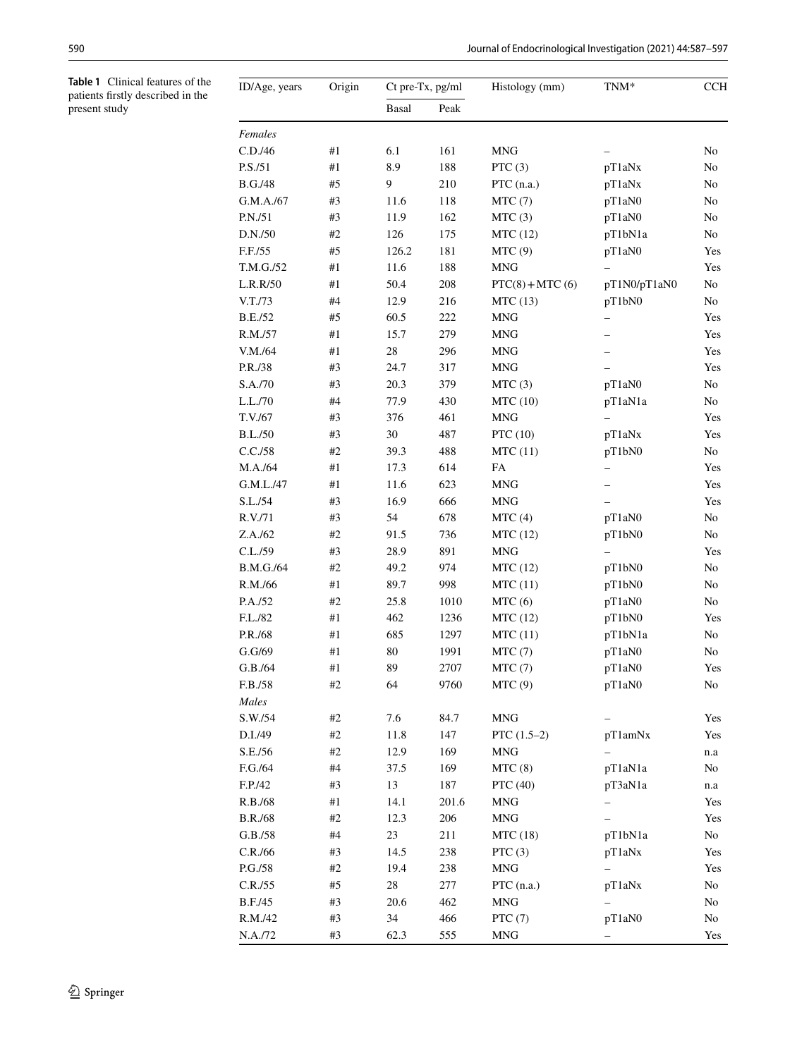**Table 1** Clinical features of the patients firstly described in the present study

| ID/Age, years | Origin | Ct pre-Tx, pg/ml | | Histology (mm) | TNM* | CCH |
|---|---|---|---|---|---|---|
| | | Basal | Peak | | | |
| *Females* | | | | | | |
| C.D./46 | #1 | 6.1 | 161 | MNG | – | No |
| P.S./51 | #1 | 8.9 | 188 | PTC (3) | pT1aNx | No |
| B.G./48 | #5 | 9 | 210 | PTC (n.a.) | pT1aNx | No |
| G.M.A./67 | #3 | 11.6 | 118 | MTC (7) | pT1aN0 | No |
| P.N./51 | #3 | 11.9 | 162 | MTC (3) | pT1aN0 | No |
| D.N./50 | #2 | 126 | 175 | MTC (12) | pT1bN1a | No |
| F.F./55 | #5 | 126.2 | 181 | MTC (9) | pT1aN0 | Yes |
| T.M.G./52 | #1 | 11.6 | 188 | MNG | – | Yes |
| L.R.R/50 | #1 | 50.4 | 208 | PTC(8) + MTC (6) | pT1N0/pT1aN0 | No |
| V.T./73 | #4 | 12.9 | 216 | MTC (13) | pT1bN0 | No |
| B.E./52 | #5 | 60.5 | 222 | MNG | – | Yes |
| R.M./57 | #1 | 15.7 | 279 | MNG | – | Yes |
| V.M./64 | #1 | 28 | 296 | MNG | – | Yes |
| P.R./38 | #3 | 24.7 | 317 | MNG | – | Yes |
| S.A./70 | #3 | 20.3 | 379 | MTC (3) | pT1aN0 | No |
| L.L./70 | #4 | 77.9 | 430 | MTC (10) | pT1aN1a | No |
| T.V./67 | #3 | 376 | 461 | MNG | – | Yes |
| B.L./50 | #3 | 30 | 487 | PTC (10) | pT1aNx | Yes |
| C.C./58 | #2 | 39.3 | 488 | MTC (11) | pT1bN0 | No |
| M.A./64 | #1 | 17.3 | 614 | FA | – | Yes |
| G.M.L./47 | #1 | 11.6 | 623 | MNG | – | Yes |
| S.L./54 | #3 | 16.9 | 666 | MNG | – | Yes |
| R.V./71 | #3 | 54 | 678 | MTC (4) | pT1aN0 | No |
| Z.A./62 | #2 | 91.5 | 736 | MTC (12) | pT1bN0 | No |
| C.L./59 | #3 | 28.9 | 891 | MNG | – | Yes |
| B.M.G./64 | #2 | 49.2 | 974 | MTC (12) | pT1bN0 | No |
| R.M./66 | #1 | 89.7 | 998 | MTC (11) | pT1bN0 | No |
| P.A./52 | #2 | 25.8 | 1010 | MTC (6) | pT1aN0 | No |
| F.L./82 | #1 | 462 | 1236 | MTC (12) | pT1bN0 | Yes |
| P.R./68 | #1 | 685 | 1297 | MTC (11) | pT1bN1a | No |
| G.G/69 | #1 | 80 | 1991 | MTC (7) | pT1aN0 | No |
| G.B./64 | #1 | 89 | 2707 | MTC (7) | pT1aN0 | Yes |
| F.B./58 | #2 | 64 | 9760 | MTC (9) | pT1aN0 | No |
| *Males* | | | | | | |
| S.W./54 | #2 | 7.6 | 84.7 | MNG | – | Yes |
| D.I./49 | #2 | 11.8 | 147 | PTC (1.5–2) | pT1amNx | Yes |
| S.E./56 | #2 | 12.9 | 169 | MNG | – | n.a |
| F.G./64 | #4 | 37.5 | 169 | MTC (8) | pT1aN1a | No |
| F.P./42 | #3 | 13 | 187 | PTC (40) | pT3aN1a | n.a |
| R.B./68 | #1 | 14.1 | 201.6 | MNG | – | Yes |
| B.R./68 | #2 | 12.3 | 206 | MNG | – | Yes |
| G.B./58 | #4 | 23 | 211 | MTC (18) | pT1bN1a | No |
| C.R./66 | #3 | 14.5 | 238 | PTC (3) | pT1aNx | Yes |
| P.G./58 | #2 | 19.4 | 238 | MNG | – | Yes |
| C.R./55 | #5 | 28 | 277 | PTC (n.a.) | pT1aNx | No |
| B.F./45 | #3 | 20.6 | 462 | MNG | – | No |
| R.M./42 | #3 | 34 | 466 | PTC (7) | pT1aN0 | No |
| N.A./72 | #3 | 62.3 | 555 | MNG | – | Yes |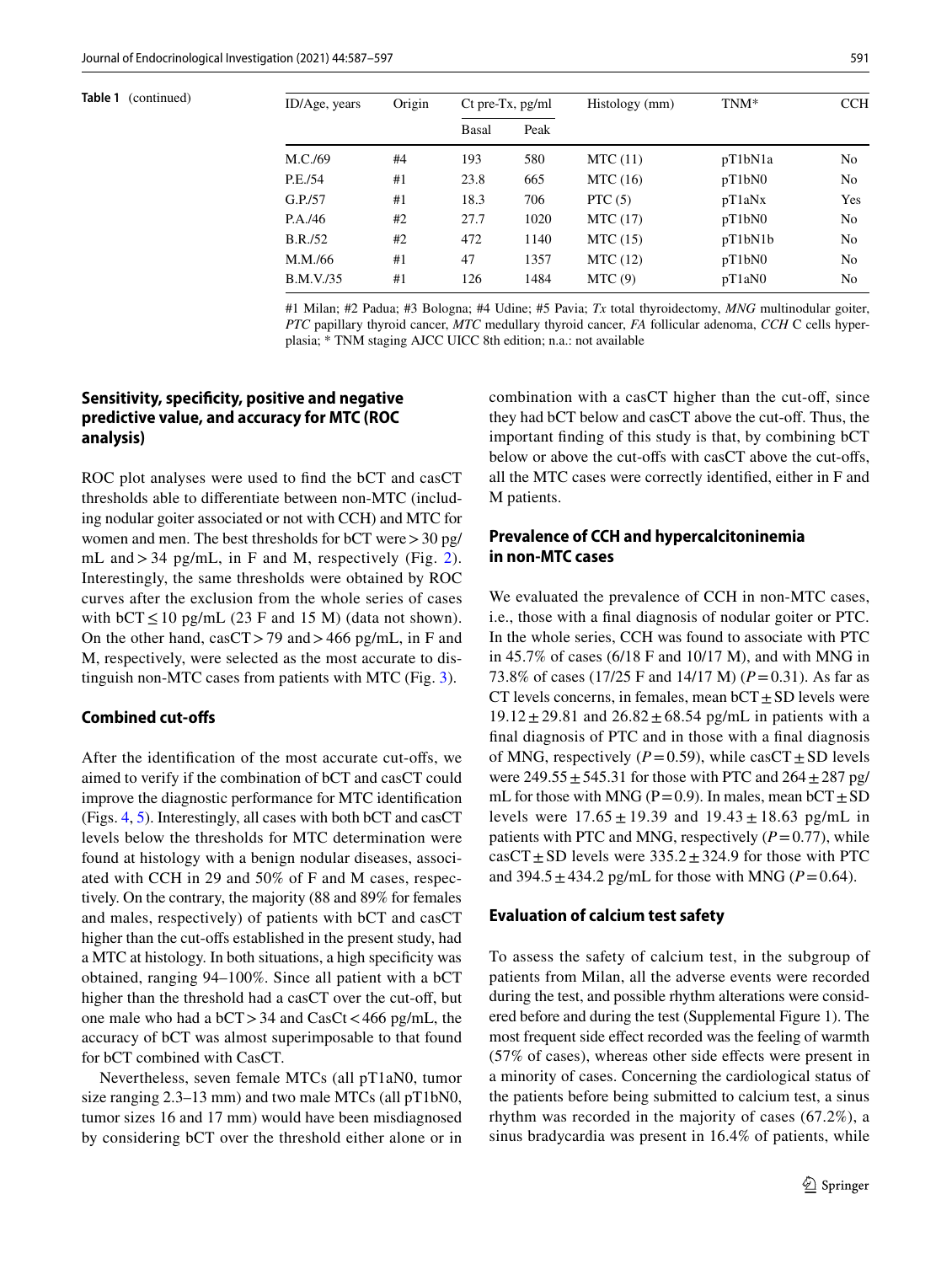**Table 1** (continued)

| ID/Age, years | Origin | Ct pre-Tx, pg/ml | | Histology (mm) | TNM* | CCH |
|---|---|---|---|---|---|---|
| | | Basal | Peak | | | |
| M.C./69 | #4 | 193 | 580 | MTC (11) | pT1bN1a | No |
| P.E./54 | #1 | 23.8 | 665 | MTC (16) | pT1bN0 | No |
| G.P./57 | #1 | 18.3 | 706 | PTC (5) | pT1aNx | Yes |
| P.A./46 | #2 | 27.7 | 1020 | MTC (17) | pT1bN0 | No |
| B.R./52 | #2 | 472 | 1140 | MTC (15) | pT1bN1b | No |
| M.M./66 | #1 | 47 | 1357 | MTC (12) | pT1bN0 | No |
| B.M.V./35 | #1 | 126 | 1484 | MTC (9) | pT1aN0 | No |

#1 Milan; #2 Padua; #3 Bologna; #4 Udine; #5 Pavia; *Tx* total thyroidectomy, *MNG* multinodular goiter, *PTC* papillary thyroid cancer, *MTC* medullary thyroid cancer, *FA* follicular adenoma, *CCH* C cells hyperplasia; * TNM staging AJCC UICC 8th edition; n.a.: not available

### Sensitivity, specificity, positive and negative predictive value, and accuracy for MTC (ROC analysis)

ROC plot analyses were used to find the bCT and casCT thresholds able to differentiate between non-MTC (including nodular goiter associated or not with CCH) and MTC for women and men. The best thresholds for bCT were > 30 pg/mL and > 34 pg/mL, in F and M, respectively (Fig. 2). Interestingly, the same thresholds were obtained by ROC curves after the exclusion from the whole series of cases with bCT ≤ 10 pg/mL (23 F and 15 M) (data not shown). On the other hand, casCT > 79 and > 466 pg/mL, in F and M, respectively, were selected as the most accurate to distinguish non-MTC cases from patients with MTC (Fig. 3).

### Combined cut-offs

After the identification of the most accurate cut-offs, we aimed to verify if the combination of bCT and casCT could improve the diagnostic performance for MTC identification (Figs. 4, 5). Interestingly, all cases with both bCT and casCT levels below the thresholds for MTC determination were found at histology with a benign nodular diseases, associated with CCH in 29 and 50% of F and M cases, respectively. On the contrary, the majority (88 and 89% for females and males, respectively) of patients with bCT and casCT higher than the cut-offs established in the present study, had a MTC at histology. In both situations, a high specificity was obtained, ranging 94–100%. Since all patient with a bCT higher than the threshold had a casCT over the cut-off, but one male who had a bCT > 34 and CasCt < 466 pg/mL, the accuracy of bCT was almost superimposable to that found for bCT combined with CasCT.

Nevertheless, seven female MTCs (all pT1aN0, tumor size ranging 2.3–13 mm) and two male MTCs (all pT1bN0, tumor sizes 16 and 17 mm) would have been misdiagnosed by considering bCT over the threshold either alone or in combination with a casCT higher than the cut-off, since they had bCT below and casCT above the cut-off. Thus, the important finding of this study is that, by combining bCT below or above the cut-offs with casCT above the cut-offs, all the MTC cases were correctly identified, either in F and M patients.

### Prevalence of CCH and hypercalcitoninemia in non-MTC cases

We evaluated the prevalence of CCH in non-MTC cases, i.e., those with a final diagnosis of nodular goiter or PTC. In the whole series, CCH was found to associate with PTC in 45.7% of cases (6/18 F and 10/17 M), and with MNG in 73.8% of cases (17/25 F and 14/17 M) ($P = 0.31$). As far as CT levels concerns, in females, mean bCT ± SD levels were 19.12 ± 29.81 and 26.82 ± 68.54 pg/mL in patients with a final diagnosis of PTC and in those with a final diagnosis of MNG, respectively ($P = 0.59$), while casCT ± SD levels were 249.55 ± 545.31 for those with PTC and 264 ± 287 pg/mL for those with MNG ($P = 0.9$). In males, mean bCT ± SD levels were 17.65 ± 19.39 and 19.43 ± 18.63 pg/mL in patients with PTC and MNG, respectively ($P = 0.77$), while casCT ± SD levels were 335.2 ± 324.9 for those with PTC and 394.5 ± 434.2 pg/mL for those with MNG ($P = 0.64$).

### Evaluation of calcium test safety

To assess the safety of calcium test, in the subgroup of patients from Milan, all the adverse events were recorded during the test, and possible rhythm alterations were considered before and during the test (Supplemental Figure 1). The most frequent side effect recorded was the feeling of warmth (57% of cases), whereas other side effects were present in a minority of cases. Concerning the cardiological status of the patients before being submitted to calcium test, a sinus rhythm was recorded in the majority of cases (67.2%), a sinus bradycardia was present in 16.4% of patients, while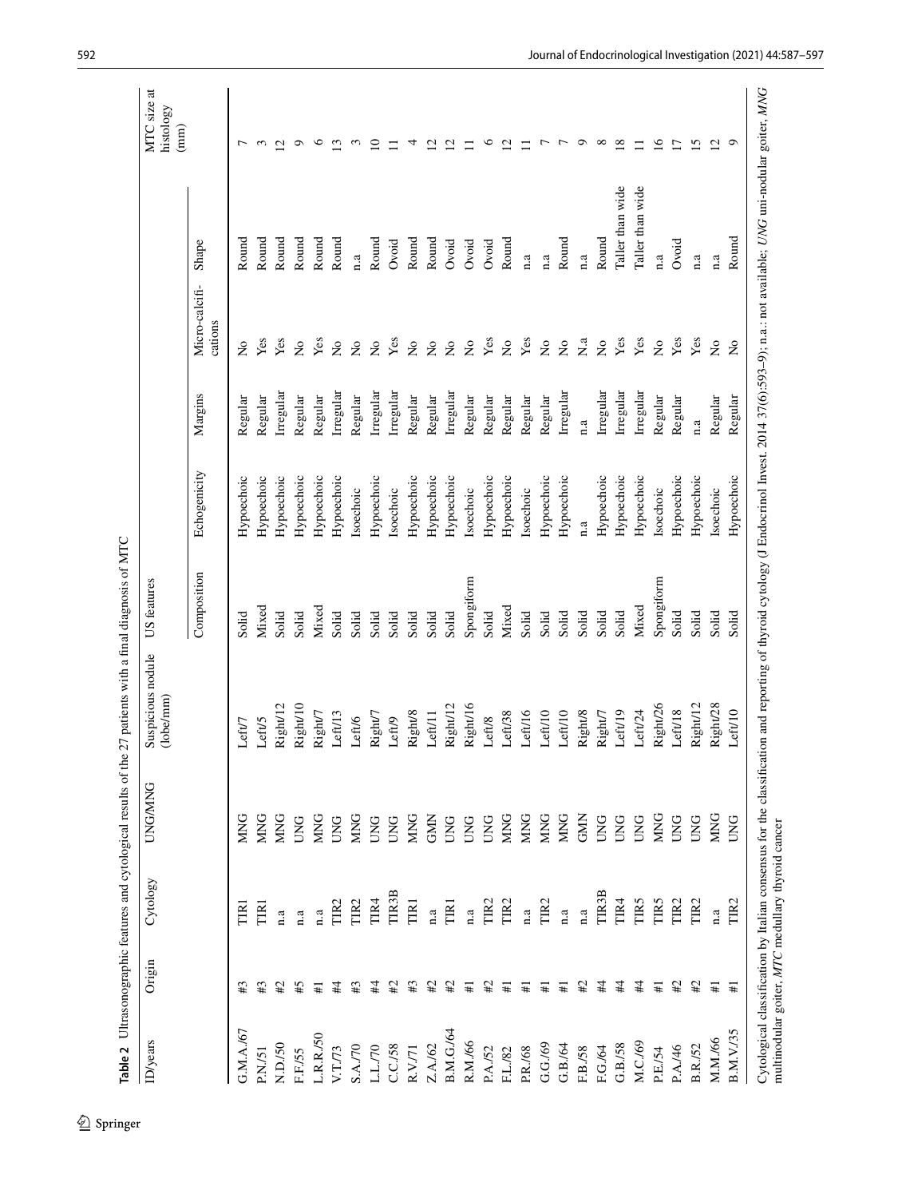**Table 2** Ultrasonographic features and cytological results of the 27 patients with a final diagnosis of MTC

| ID/years | Origin | Cytology | UNG/MNG | Suspicious nodule (lobe/mm) | US features | | | | | MTC size at histology (mm) |
|---|---|---|---|---|---|---|---|---|---|---|
| | | | | | Composition | Echogenicity | Margins | Micro-calcifications | Shape | |
| G.M.A./67 | #3 | TIR1 | MNG | Left/7 | Solid | Hypoechoic | Regular | No | Round | 7 |
| P.N./51 | #3 | TIR1 | MNG | Left/5 | Mixed | Hypoechoic | Regular | Yes | Round | 3 |
| N.D./50 | #2 | n.a | MNG | Right/12 | Solid | Hypoechoic | Irregular | Yes | Round | 12 |
| F.F./55 | #5 | n.a | UNG | Right/10 | Solid | Hypoechoic | Regular | No | Round | 9 |
| L.R.R./50 | #1 | n.a | MNG | Right/7 | Mixed | Hypoechoic | Regular | Yes | Round | 6 |
| V.T./73 | #4 | TIR2 | UNG | Left/13 | Solid | Hypoechoic | Irregular | No | Round | 13 |
| S.A./70 | #3 | TIR2 | MNG | Left/6 | Solid | Isoechoic | Regular | No | n.a | 3 |
| L.L./70 | #4 | TIR4 | UNG | Right/7 | Solid | Hypoechoic | Irregular | No | Round | 10 |
| C.C./58 | #2 | TIR3B | UNG | Left/9 | Solid | Isoechoic | Irregular | Yes | Ovoid | 11 |
| R.V./71 | #3 | TIR1 | MNG | Right/8 | Solid | Hypoechoic | Regular | No | Round | 4 |
| Z.A./62 | #2 | n.a | GMN | Left/11 | Solid | Hypoechoic | Regular | No | Round | 12 |
| B.M.G./64 | #2 | TIR1 | UNG | Right/12 | Solid | Hypoechoic | Irregular | No | Ovoid | 12 |
| R.M./66 | #1 | n.a | UNG | Right/16 | Spongiform | Isoechoic | Regular | No | Ovoid | 11 |
| P.A./52 | #2 | TIR2 | UNG | Left/8 | Solid | Hypoechoic | Regular | Yes | Ovoid | 6 |
| F.L./82 | #1 | TIR2 | MNG | Left/38 | Mixed | Hypoechoic | Regular | No | Round | 12 |
| P.R./68 | #1 | n.a | MNG | Left/16 | Solid | Isoechoic | Regular | Yes | n.a | 11 |
| G.G./69 | #1 | TIR2 | MNG | Left/10 | Solid | Hypoechoic | Regular | No | n.a | 7 |
| G.B./64 | #1 | n.a | MNG | Left/10 | Solid | Hypoechoic | Irregular | No | Round | 7 |
| F.B./58 | #2 | n.a | GMN | Right/8 | Solid | n.a | n.a | N.a | n.a | 9 |
| F.G./64 | #4 | TIR3B | UNG | Right/7 | Solid | Hypoechoic | Irregular | No | Round | 8 |
| G.B./58 | #4 | TIR4 | UNG | Left/19 | Solid | Hypoechoic | Irregular | Yes | Taller than wide | 18 |
| M.C./69 | #4 | TIR5 | UNG | Left/24 | Mixed | Hypoechoic | Irregular | Yes | Taller than wide | 11 |
| P.E./54 | #1 | TIR5 | MNG | Right/26 | Spongiform | Isoechoic | Regular | No | n.a | 16 |
| P.A./46 | #2 | TIR2 | UNG | Left/18 | Solid | Hypoechoic | Regular | Yes | Ovoid | 17 |
| B.R./52 | #2 | TIR2 | UNG | Right/12 | Solid | Hypoechoic | n.a | Yes | n.a | 15 |
| M.M./66 | #1 | n.a | MNG | Right/28 | Solid | Isoechoic | Regular | No | n.a | 12 |
| B.M.V./35 | #1 | TIR2 | UNG | Left/10 | Solid | Hypoechoic | Regular | No | Round | 9 |

Cytological classification by Italian consensus for the classification and reporting of thyroid cytology (J Endocrinol Invest. 2014 37(6):593–9); n.a.: not available; *UNG* uni-nodular goiter, *MNG* multinodular goiter, *MTC* medullary thyroid cancer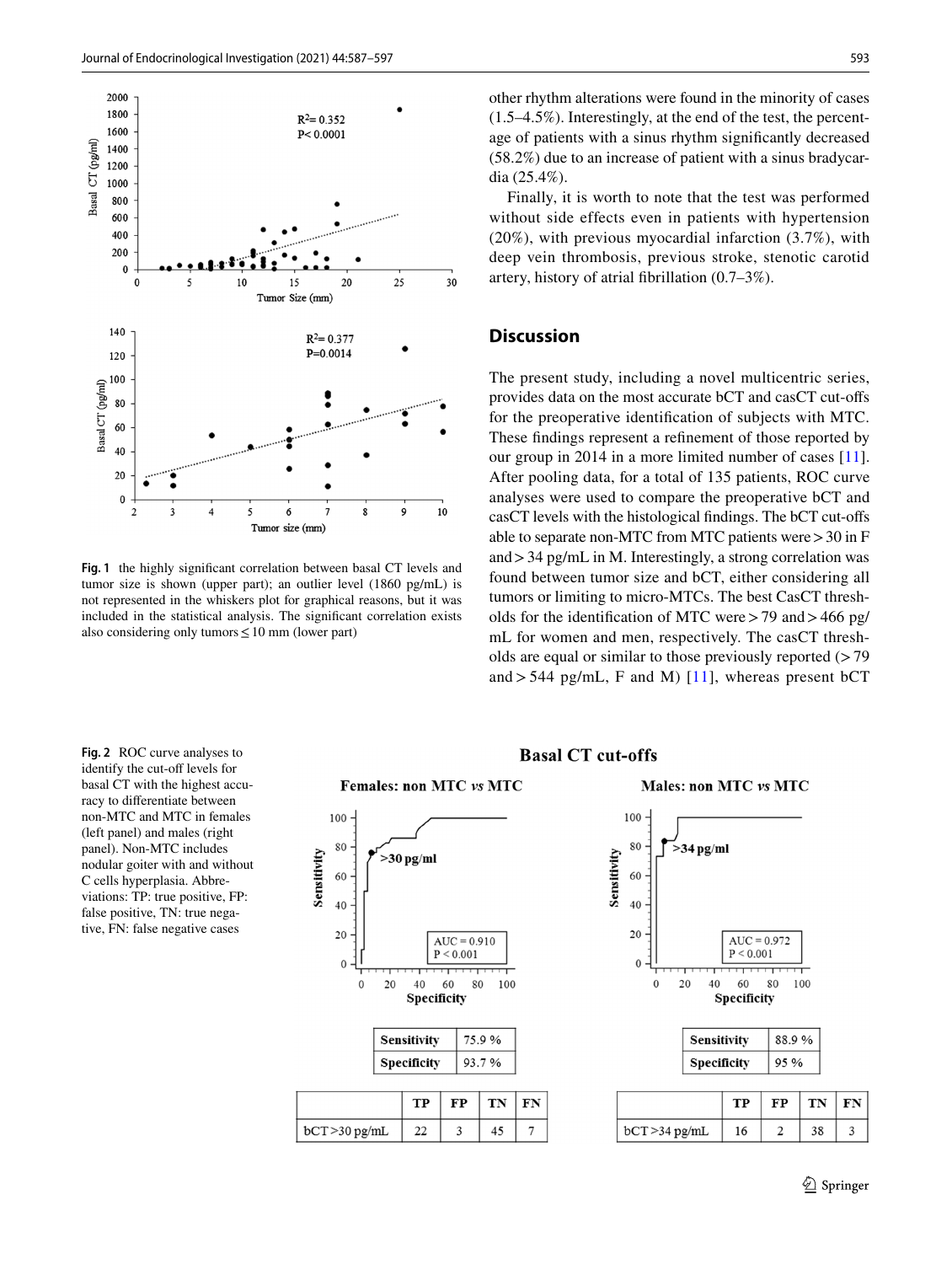**Fig. 1** the highly significant correlation between basal CT levels and tumor size is shown (upper part); an outlier level (1860 pg/mL) is not represented in the whiskers plot for graphical reasons, but it was included in the statistical analysis. The significant correlation exists also considering only tumors ≤ 10 mm (lower part)

other rhythm alterations were found in the minority of cases (1.5–4.5%). Interestingly, at the end of the test, the percentage of patients with a sinus rhythm significantly decreased (58.2%) due to an increase of patient with a sinus bradycardia (25.4%).

Finally, it is worth to note that the test was performed without side effects even in patients with hypertension (20%), with previous myocardial infarction (3.7%), with deep vein thrombosis, previous stroke, stenotic carotid artery, history of atrial fibrillation (0.7–3%).

## Discussion

The present study, including a novel multicentric series, provides data on the most accurate bCT and casCT cut-offs for the preoperative identification of subjects with MTC. These findings represent a refinement of those reported by our group in 2014 in a more limited number of cases [11]. After pooling data, for a total of 135 patients, ROC curve analyses were used to compare the preoperative bCT and casCT levels with the histological findings. The bCT cut-offs able to separate non-MTC from MTC patients were > 30 in F and > 34 pg/mL in M. Interestingly, a strong correlation was found between tumor size and bCT, either considering all tumors or limiting to micro-MTCs. The best CasCT thresholds for the identification of MTC were > 79 and > 466 pg/mL for women and men, respectively. The casCT thresholds are equal or similar to those previously reported (> 79 and > 544 pg/mL, F and M) [11], whereas present bCT

**Fig. 2** ROC curve analyses to identify the cut-off levels for basal CT with the highest accuracy to differentiate between non-MTC and MTC in females (left panel) and males (right panel). Non-MTC includes nodular goiter with and without C cells hyperplasia. Abbreviations: TP: true positive, FP: false positive, TN: true negative, FN: false negative cases

**Basal CT cut-offs**

Females: non MTC *vs* MTC

| Sensitivity | 75.9 % |
|---|---|
| Specificity | 93.7 % |

| | TP | FP | TN | FN |
|---|---|---|---|---|
| bCT > 30 pg/mL | 22 | 3 | 45 | 7 |

Males: non MTC *vs* MTC

| Sensitivity | 88.9 % |
|---|---|
| Specificity | 95 % |

| | TP | FP | TN | FN |
|---|---|---|---|---|
| bCT > 34 pg/mL | 16 | 2 | 38 | 3 |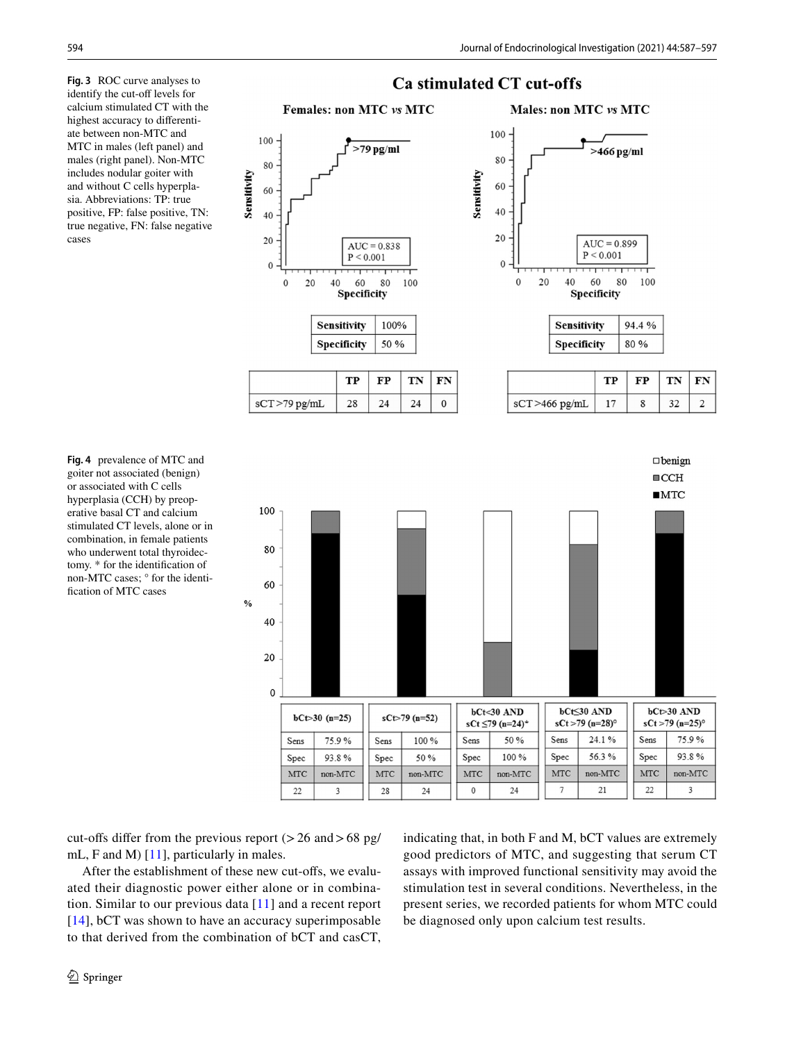**Fig. 3** ROC curve analyses to identify the cut-off levels for calcium stimulated CT with the highest accuracy to differentiate between non-MTC and MTC in males (left panel) and males (right panel). Non-MTC includes nodular goiter with and without C cells hyperplasia. Abbreviations: TP: true positive, FP: false positive, TN: true negative, FN: false negative cases

**Ca stimulated CT cut-offs**

**Females: non MTC *vs* MTC**

| | |
|---|---|
| Sensitivity | 100% |
| Specificity | 50 % |

| | TP | FP | TN | FN |
|---|---|---|---|---|
| sCT >79 pg/mL | 28 | 24 | 24 | 0 |

**Males: non MTC *vs* MTC**

| | |
|---|---|
| Sensitivity | 94.4 % |
| Specificity | 80 % |

| | TP | FP | TN | FN |
|---|---|---|---|---|
| sCT >466 pg/mL | 17 | 8 | 32 | 2 |

**Fig. 4** prevalence of MTC and goiter not associated (benign) or associated with C cells hyperplasia (CCH) by preoperative basal CT and calcium stimulated CT levels, alone or in combination, in female patients who underwent total thyroidectomy. * for the identification of non-MTC cases; ° for the identification of MTC cases

| | bCt>30 (n=25) | | sCt>79 (n=52) | | bCt<30 AND sCt ≤79 (n=24)* | | bCt≤30 AND sCt >79 (n=28)° | | bCt>30 AND sCt >79 (n=25)° | |
|---|---|---|---|---|---|---|---|---|---|---|
| | Sens | 75.9 % | Sens | 100 % | Sens | 50 % | Sens | 24.1 % | Sens | 75.9 % |
| | Spec | 93.8 % | Spec | 50 % | Spec | 100 % | Spec | 56.3 % | Spec | 93.8 % |
| | MTC | non-MTC | MTC | non-MTC | MTC | non-MTC | MTC | non-MTC | MTC | non-MTC |
| | 22 | 3 | 28 | 24 | 0 | 24 | 7 | 21 | 22 | 3 |

cut-offs differ from the previous report (> 26 and > 68 pg/mL, F and M) [11], particularly in males.

After the establishment of these new cut-offs, we evaluated their diagnostic power either alone or in combination. Similar to our previous data [11] and a recent report [14], bCT was shown to have an accuracy superimposable to that derived from the combination of bCT and casCT, indicating that, in both F and M, bCT values are extremely good predictors of MTC, and suggesting that serum CT assays with improved functional sensitivity may avoid the stimulation test in several conditions. Nevertheless, in the present series, we recorded patients for whom MTC could be diagnosed only upon calcium test results.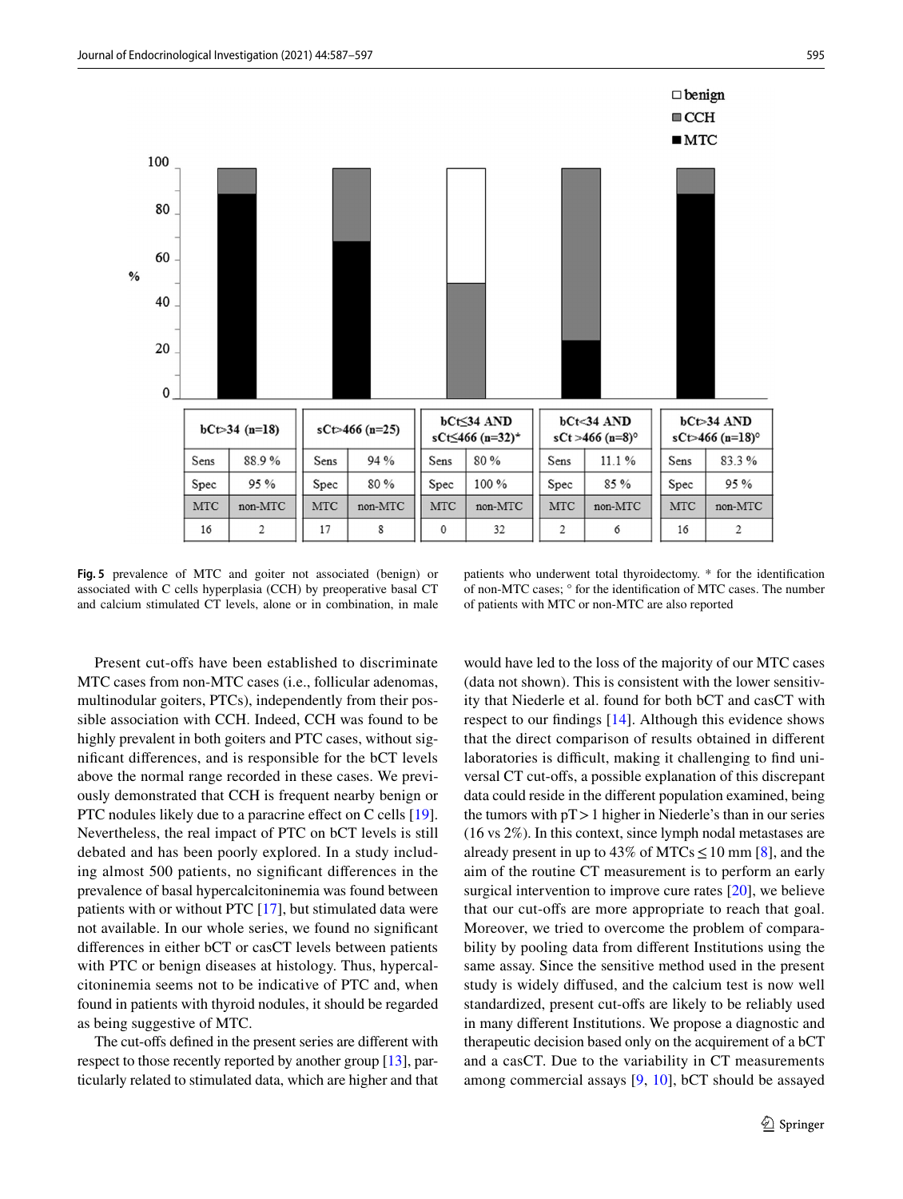□ benign
■ CCH
■ MTC

100

80

60

%

40

20

0

| bCt>34 (n=18) | | sCt>466 (n=25) | | bCt≤34 AND sCt≤466 (n=32)* | | bCt<34 AND sCt >466 (n=8)° | | bCt>34 AND sCt>466 (n=18)° | |
|---|---|---|---|---|---|---|---|---|---|
| Sens | 88.9 % | Sens | 94 % | Sens | 80 % | Sens | 11.1 % | Sens | 83.3 % |
| Spec | 95 % | Spec | 80 % | Spec | 100 % | Spec | 85 % | Spec | 95 % |
| MTC | non-MTC | MTC | non-MTC | MTC | non-MTC | MTC | non-MTC | MTC | non-MTC |
| 16 | 2 | 17 | 8 | 0 | 32 | 2 | 6 | 16 | 2 |

**Fig. 5** prevalence of MTC and goiter not associated (benign) or associated with C cells hyperplasia (CCH) by preoperative basal CT and calcium stimulated CT levels, alone or in combination, in male patients who underwent total thyroidectomy. * for the identification of non-MTC cases; ° for the identification of MTC cases. The number of patients with MTC or non-MTC are also reported

Present cut-offs have been established to discriminate MTC cases from non-MTC cases (i.e., follicular adenomas, multinodular goiters, PTCs), independently from their possible association with CCH. Indeed, CCH was found to be highly prevalent in both goiters and PTC cases, without significant differences, and is responsible for the bCT levels above the normal range recorded in these cases. We previously demonstrated that CCH is frequent nearby benign or PTC nodules likely due to a paracrine effect on C cells [19]. Nevertheless, the real impact of PTC on bCT levels is still debated and has been poorly explored. In a study including almost 500 patients, no significant differences in the prevalence of basal hypercalcitoninemia was found between patients with or without PTC [17], but stimulated data were not available. In our whole series, we found no significant differences in either bCT or casCT levels between patients with PTC or benign diseases at histology. Thus, hypercalcitoninemia seems not to be indicative of PTC and, when found in patients with thyroid nodules, it should be regarded as being suggestive of MTC.

The cut-offs defined in the present series are different with respect to those recently reported by another group [13], particularly related to stimulated data, which are higher and that would have led to the loss of the majority of our MTC cases (data not shown). This is consistent with the lower sensitivity that Niederle et al. found for both bCT and casCT with respect to our findings [14]. Although this evidence shows that the direct comparison of results obtained in different laboratories is difficult, making it challenging to find universal CT cut-offs, a possible explanation of this discrepant data could reside in the different population examined, being the tumors with pT > 1 higher in Niederle's than in our series (16 vs 2%). In this context, since lymph nodal metastases are already present in up to 43% of MTCs ≤ 10 mm [8], and the aim of the routine CT measurement is to perform an early surgical intervention to improve cure rates [20], we believe that our cut-offs are more appropriate to reach that goal. Moreover, we tried to overcome the problem of comparability by pooling data from different Institutions using the same assay. Since the sensitive method used in the present study is widely diffused, and the calcium test is now well standardized, present cut-offs are likely to be reliably used in many different Institutions. We propose a diagnostic and therapeutic decision based only on the acquirement of a bCT and a casCT. Due to the variability in CT measurements among commercial assays [9, 10], bCT should be assayed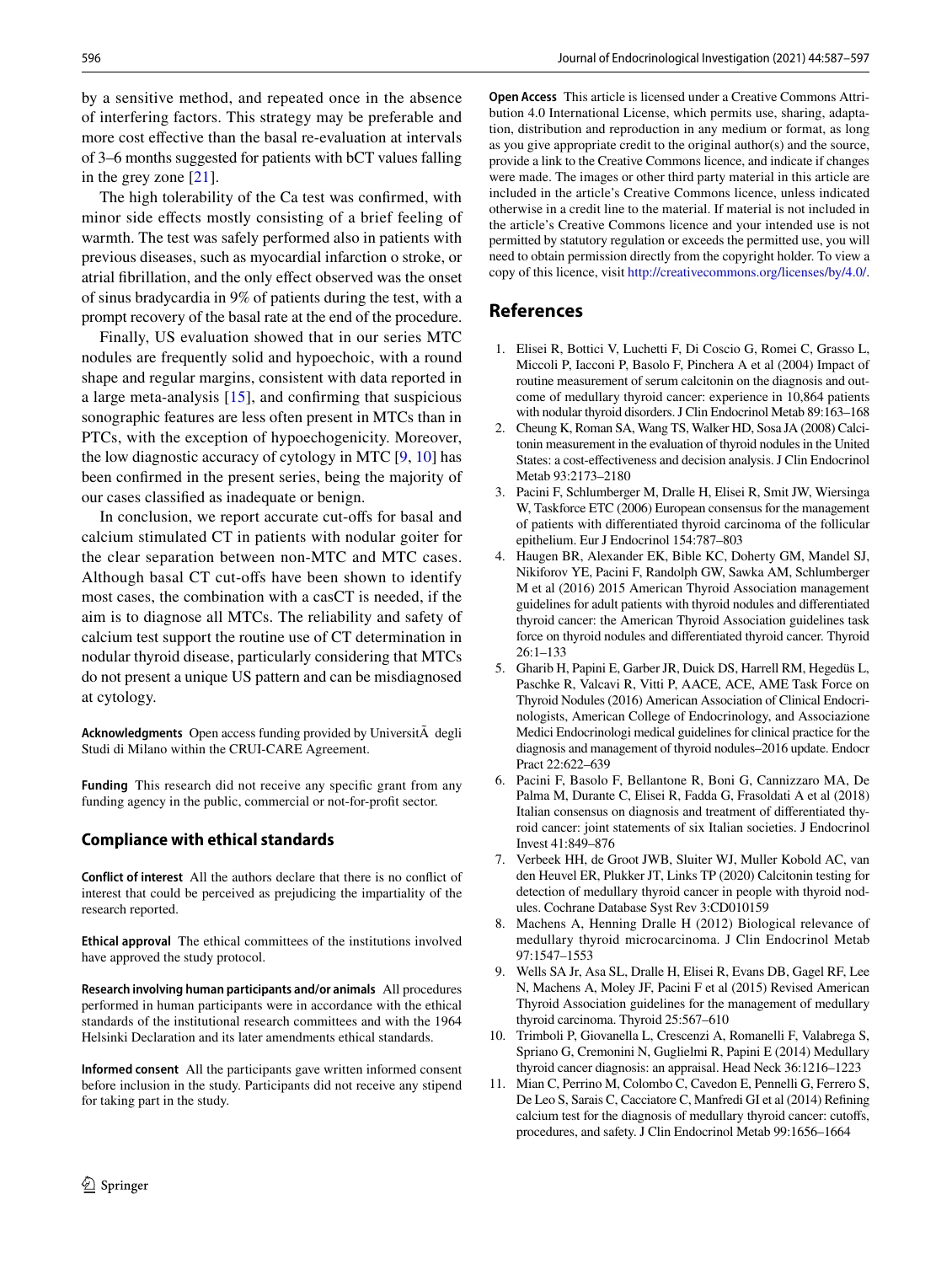by a sensitive method, and repeated once in the absence of interfering factors. This strategy may be preferable and more cost effective than the basal re-evaluation at intervals of 3–6 months suggested for patients with bCT values falling in the grey zone [21].

The high tolerability of the Ca test was confirmed, with minor side effects mostly consisting of a brief feeling of warmth. The test was safely performed also in patients with previous diseases, such as myocardial infarction o stroke, or atrial fibrillation, and the only effect observed was the onset of sinus bradycardia in 9% of patients during the test, with a prompt recovery of the basal rate at the end of the procedure.

Finally, US evaluation showed that in our series MTC nodules are frequently solid and hypoechoic, with a round shape and regular margins, consistent with data reported in a large meta-analysis [15], and confirming that suspicious sonographic features are less often present in MTCs than in PTCs, with the exception of hypoechogenicity. Moreover, the low diagnostic accuracy of cytology in MTC [9, 10] has been confirmed in the present series, being the majority of our cases classified as inadequate or benign.

In conclusion, we report accurate cut-offs for basal and calcium stimulated CT in patients with nodular goiter for the clear separation between non-MTC and MTC cases. Although basal CT cut-offs have been shown to identify most cases, the combination with a casCT is needed, if the aim is to diagnose all MTCs. The reliability and safety of calcium test support the routine use of CT determination in nodular thyroid disease, particularly considering that MTCs do not present a unique US pattern and can be misdiagnosed at cytology.

**Acknowledgments** Open access funding provided by UniversitÃ degli Studi di Milano within the CRUI-CARE Agreement.

**Funding** This research did not receive any specific grant from any funding agency in the public, commercial or not-for-profit sector.

## Compliance with ethical standards

**Conflict of interest** All the authors declare that there is no conflict of interest that could be perceived as prejudicing the impartiality of the research reported.

**Ethical approval** The ethical committees of the institutions involved have approved the study protocol.

**Research involving human participants and/or animals** All procedures performed in human participants were in accordance with the ethical standards of the institutional research committees and with the 1964 Helsinki Declaration and its later amendments ethical standards.

**Informed consent** All the participants gave written informed consent before inclusion in the study. Participants did not receive any stipend for taking part in the study.

**Open Access** This article is licensed under a Creative Commons Attribution 4.0 International License, which permits use, sharing, adaptation, distribution and reproduction in any medium or format, as long as you give appropriate credit to the original author(s) and the source, provide a link to the Creative Commons licence, and indicate if changes were made. The images or other third party material in this article are included in the article's Creative Commons licence, unless indicated otherwise in a credit line to the material. If material is not included in the article's Creative Commons licence and your intended use is not permitted by statutory regulation or exceeds the permitted use, you will need to obtain permission directly from the copyright holder. To view a copy of this licence, visit http://creativecommons.org/licenses/by/4.0/.

## References

1. Elisei R, Bottici V, Luchetti F, Di Coscio G, Romei C, Grasso L, Miccoli P, Iacconi P, Basolo F, Pinchera A et al (2004) Impact of routine measurement of serum calcitonin on the diagnosis and outcome of medullary thyroid cancer: experience in 10,864 patients with nodular thyroid disorders. J Clin Endocrinol Metab 89:163–168
2. Cheung K, Roman SA, Wang TS, Walker HD, Sosa JA (2008) Calcitonin measurement in the evaluation of thyroid nodules in the United States: a cost-effectiveness and decision analysis. J Clin Endocrinol Metab 93:2173–2180
3. Pacini F, Schlumberger M, Dralle H, Elisei R, Smit JW, Wiersinga W, Taskforce ETC (2006) European consensus for the management of patients with differentiated thyroid carcinoma of the follicular epithelium. Eur J Endocrinol 154:787–803
4. Haugen BR, Alexander EK, Bible KC, Doherty GM, Mandel SJ, Nikiforov YE, Pacini F, Randolph GW, Sawka AM, Schlumberger M et al (2016) 2015 American Thyroid Association management guidelines for adult patients with thyroid nodules and differentiated thyroid cancer: the American Thyroid Association guidelines task force on thyroid nodules and differentiated thyroid cancer. Thyroid 26:1–133
5. Gharib H, Papini E, Garber JR, Duick DS, Harrell RM, Hegedüs L, Paschke R, Valcavi R, Vitti P, AACE, ACE, AME Task Force on Thyroid Nodules (2016) American Association of Clinical Endocrinologists, American College of Endocrinology, and Associazione Medici Endocrinologi medical guidelines for clinical practice for the diagnosis and management of thyroid nodules–2016 update. Endocr Pract 22:622–639
6. Pacini F, Basolo F, Bellantone R, Boni G, Cannizzaro MA, De Palma M, Durante C, Elisei R, Fadda G, Frasoldati A et al (2018) Italian consensus on diagnosis and treatment of differentiated thyroid cancer: joint statements of six Italian societies. J Endocrinol Invest 41:849–876
7. Verbeek HH, de Groot JWB, Sluiter WJ, Muller Kobold AC, van den Heuvel ER, Plukker JT, Links TP (2020) Calcitonin testing for detection of medullary thyroid cancer in people with thyroid nodules. Cochrane Database Syst Rev 3:CD010159
8. Machens A, Henning Dralle H (2012) Biological relevance of medullary thyroid microcarcinoma. J Clin Endocrinol Metab 97:1547–1553
9. Wells SA Jr, Asa SL, Dralle H, Elisei R, Evans DB, Gagel RF, Lee N, Machens A, Moley JF, Pacini F et al (2015) Revised American Thyroid Association guidelines for the management of medullary thyroid carcinoma. Thyroid 25:567–610
10. Trimboli P, Giovanella L, Crescenzi A, Romanelli F, Valabrega S, Spriano G, Cremonini N, Guglielmi R, Papini E (2014) Medullary thyroid cancer diagnosis: an appraisal. Head Neck 36:1216–1223
11. Mian C, Perrino M, Colombo C, Cavedon E, Pennelli G, Ferrero S, De Leo S, Sarais C, Cacciatore C, Manfredi GI et al (2014) Refining calcium test for the diagnosis of medullary thyroid cancer: cutoffs, procedures, and safety. J Clin Endocrinol Metab 99:1656–1664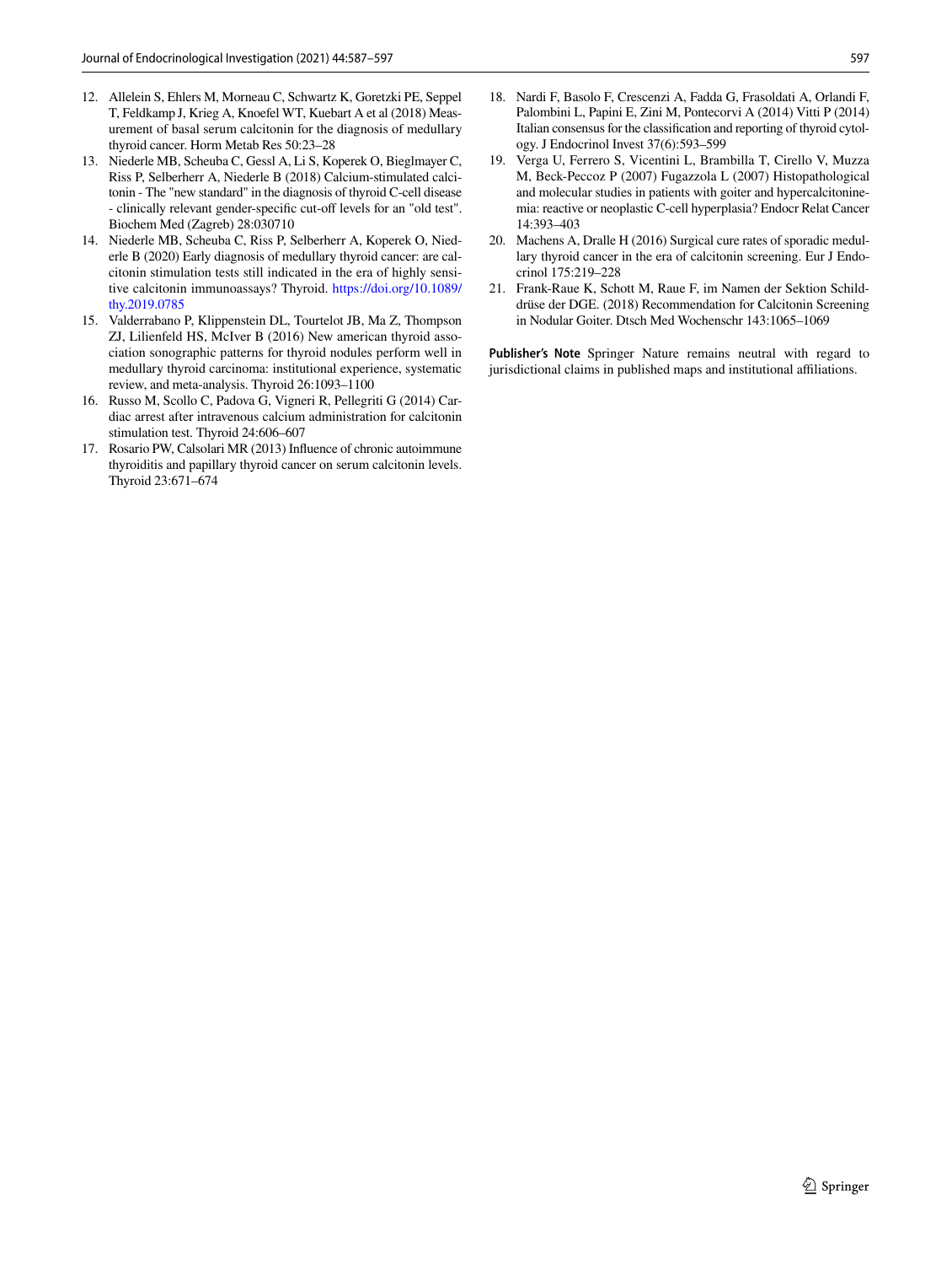12. Allelein S, Ehlers M, Morneau C, Schwartz K, Goretzki PE, Seppel T, Feldkamp J, Krieg A, Knoefel WT, Kuebart A et al (2018) Measurement of basal serum calcitonin for the diagnosis of medullary thyroid cancer. Horm Metab Res 50:23–28
13. Niederle MB, Scheuba C, Gessl A, Li S, Koperek O, Bieglmayer C, Riss P, Selberherr A, Niederle B (2018) Calcium-stimulated calcitonin - The "new standard" in the diagnosis of thyroid C-cell disease - clinically relevant gender-specific cut-off levels for an "old test". Biochem Med (Zagreb) 28:030710
14. Niederle MB, Scheuba C, Riss P, Selberherr A, Koperek O, Niederle B (2020) Early diagnosis of medullary thyroid cancer: are calcitonin stimulation tests still indicated in the era of highly sensitive calcitonin immunoassays? Thyroid. https://doi.org/10.1089/thy.2019.0785
15. Valderrabano P, Klippenstein DL, Tourtelot JB, Ma Z, Thompson ZJ, Lilienfeld HS, McIver B (2016) New american thyroid association sonographic patterns for thyroid nodules perform well in medullary thyroid carcinoma: institutional experience, systematic review, and meta-analysis. Thyroid 26:1093–1100
16. Russo M, Scollo C, Padova G, Vigneri R, Pellegriti G (2014) Cardiac arrest after intravenous calcium administration for calcitonin stimulation test. Thyroid 24:606–607
17. Rosario PW, Calsolari MR (2013) Influence of chronic autoimmune thyroiditis and papillary thyroid cancer on serum calcitonin levels. Thyroid 23:671–674
18. Nardi F, Basolo F, Crescenzi A, Fadda G, Frasoldati A, Orlandi F, Palombini L, Papini E, Zini M, Pontecorvi A (2014) Vitti P (2014) Italian consensus for the classification and reporting of thyroid cytology. J Endocrinol Invest 37(6):593–599
19. Verga U, Ferrero S, Vicentini L, Brambilla T, Cirello V, Muzza M, Beck-Peccoz P (2007) Fugazzola L (2007) Histopathological and molecular studies in patients with goiter and hypercalcitoninemia: reactive or neoplastic C-cell hyperplasia? Endocr Relat Cancer 14:393–403
20. Machens A, Dralle H (2016) Surgical cure rates of sporadic medullary thyroid cancer in the era of calcitonin screening. Eur J Endocrinol 175:219–228
21. Frank-Raue K, Schott M, Raue F, im Namen der Sektion Schilddrüse der DGE. (2018) Recommendation for Calcitonin Screening in Nodular Goiter. Dtsch Med Wochenschr 143:1065–1069

**Publisher's Note** Springer Nature remains neutral with regard to jurisdictional claims in published maps and institutional affiliations.